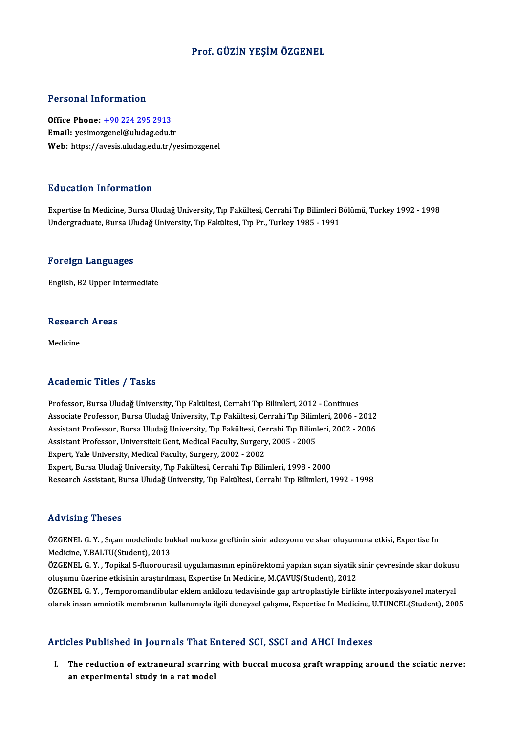# Prof. GÜZİN YEŞİM ÖZGENEL

## Personal Information

**Office Phone:** +90 224 295 2913
**Email:** yesimozgenel@uludag.edu.tr
**Web:** https://avesis.uludag.edu.tr/yesimozgenel

## Education Information

Expertise In Medicine, Bursa Uludağ University, Tıp Fakültesi, Cerrahi Tıp Bilimleri Bölümü, Turkey 1992 - 1998
Undergraduate, Bursa Uludağ University, Tıp Fakültesi, Tıp Pr., Turkey 1985 - 1991

## Foreign Languages

English, B2 Upper Intermediate

## Research Areas

Medicine

## Academic Titles / Tasks

Professor, Bursa Uludağ University, Tıp Fakültesi, Cerrahi Tıp Bilimleri, 2012 - Continues
Associate Professor, Bursa Uludağ University, Tıp Fakültesi, Cerrahi Tıp Bilimleri, 2006 - 2012
Assistant Professor, Bursa Uludağ University, Tıp Fakültesi, Cerrahi Tıp Bilimleri, 2002 - 2006
Assistant Professor, Universiteit Gent, Medical Faculty, Surgery, 2005 - 2005
Expert, Yale University, Medical Faculty, Surgery, 2002 - 2002
Expert, Bursa Uludağ University, Tıp Fakültesi, Cerrahi Tıp Bilimleri, 1998 - 2000
Research Assistant, Bursa Uludağ University, Tıp Fakültesi, Cerrahi Tıp Bilimleri, 1992 - 1998

## Advising Theses

ÖZGENEL G. Y. , Sıçan modelinde bukkal mukoza greftinin sinir adezyonu ve skar oluşumuna etkisi, Expertise In Medicine, Y.BALTU(Student), 2013
ÖZGENEL G. Y. , Topikal 5-fluorourasil uygulamasının epinörektomi yapılan sıçan siyatik sinir çevresinde skar dokusu oluşumu üzerine etkisinin araştırılması, Expertise In Medicine, M.ÇAVUŞ(Student), 2012
ÖZGENEL G. Y. , Temporomandibular eklem ankilozu tedavisinde gap artroplastiyle birlikte interpozisyonel materyal olarak insan amniotik membranın kullanımıyla ilgili deneysel çalışma, Expertise In Medicine, U.TUNCEL(Student), 2005

## Articles Published in Journals That Entered SCI, SSCI and AHCI Indexes

I. **The reduction of extraneural scarring with buccal mucosa graft wrapping around the sciatic nerve: an experimental study in a rat model**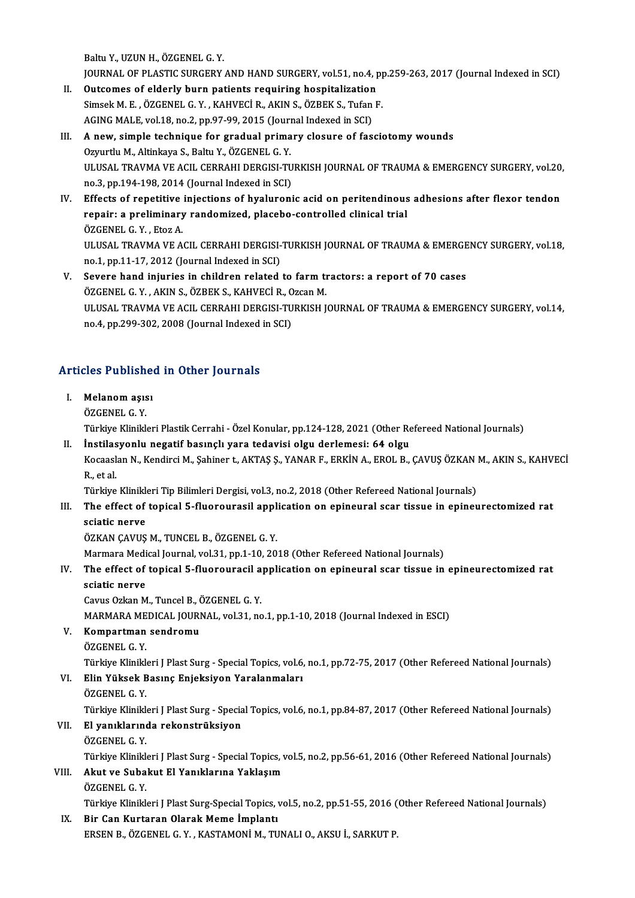Baltu Y., UZUN H., ÖZGENEL G. Y.
JOURNAL OF PLASTIC SURGERY AND HAND SURGERY, vol.51, no.4, pp.259-263, 2017 (Journal Indexed in SCI)

II. **Outcomes of elderly burn patients requiring hospitalization**
Simsek M. E. , ÖZGENEL G. Y. , KAHVECİ R., AKIN S., ÖZBEK S., Tufan F.
AGING MALE, vol.18, no.2, pp.97-99, 2015 (Journal Indexed in SCI)

III. **A new, simple technique for gradual primary closure of fasciotomy wounds**
Ozyurtlu M., Altinkaya S., Baltu Y., ÖZGENEL G. Y.
ULUSAL TRAVMA VE ACIL CERRAHI DERGISI-TURKISH JOURNAL OF TRAUMA & EMERGENCY SURGERY, vol.20, no.3, pp.194-198, 2014 (Journal Indexed in SCI)

IV. **Effects of repetitive injections of hyaluronic acid on peritendinous adhesions after flexor tendon repair: a preliminary randomized, placebo-controlled clinical trial**
ÖZGENEL G. Y. , Etoz A.
ULUSAL TRAVMA VE ACIL CERRAHI DERGISI-TURKISH JOURNAL OF TRAUMA & EMERGENCY SURGERY, vol.18, no.1, pp.11-17, 2012 (Journal Indexed in SCI)

V. **Severe hand injuries in children related to farm tractors: a report of 70 cases**
ÖZGENEL G. Y. , AKIN S., ÖZBEK S., KAHVECİ R., Ozcan M.
ULUSAL TRAVMA VE ACIL CERRAHI DERGISI-TURKISH JOURNAL OF TRAUMA & EMERGENCY SURGERY, vol.14, no.4, pp.299-302, 2008 (Journal Indexed in SCI)

## Articles Published in Other Journals

I. **Melanom aşısı**
ÖZGENEL G. Y.
Türkiye Klinikleri Plastik Cerrahi - Özel Konular, pp.124-128, 2021 (Other Refereed National Journals)

II. **İnstilasyonlu negatif basınçlı yara tedavisi olgu derlemesi: 64 olgu**
Kocaaslan N., Kendirci M., Şahiner t., AKTAŞ Ş., YANAR F., ERKİN A., EROL B., ÇAVUŞ ÖZKAN M., AKIN S., KAHVECİ R., et al.
Türkiye Klinikleri Tip Bilimleri Dergisi, vol.3, no.2, 2018 (Other Refereed National Journals)

III. **The effect of topical 5-fluorourasil application on epineural scar tissue in epineurectomized rat sciatic nerve**
ÖZKAN ÇAVUŞ M., TUNCEL B., ÖZGENEL G. Y.
Marmara Medical Journal, vol.31, pp.1-10, 2018 (Other Refereed National Journals)

IV. **The effect of topical 5-fluorouracil application on epineural scar tissue in epineurectomized rat sciatic nerve**
Cavus Ozkan M., Tuncel B., ÖZGENEL G. Y.
MARMARA MEDICAL JOURNAL, vol.31, no.1, pp.1-10, 2018 (Journal Indexed in ESCI)

V. **Kompartman sendromu**
ÖZGENEL G. Y.
Türkiye Klinikleri J Plast Surg - Special Topics, vol.6, no.1, pp.72-75, 2017 (Other Refereed National Journals)

VI. **Elin Yüksek Basınç Enjeksiyon Yaralanmaları**
ÖZGENEL G. Y.
Türkiye Klinikleri J Plast Surg - Special Topics, vol.6, no.1, pp.84-87, 2017 (Other Refereed National Journals)

VII. **El yanıklarında rekonstrüksiyon**
ÖZGENEL G. Y.
Türkiye Klinikleri J Plast Surg - Special Topics, vol.5, no.2, pp.56-61, 2016 (Other Refereed National Journals)

VIII. **Akut ve Subakut El Yanıklarına Yaklaşım**
ÖZGENEL G. Y.
Türkiye Klinikleri J Plast Surg-Special Topics, vol.5, no.2, pp.51-55, 2016 (Other Refereed National Journals)

IX. **Bir Can Kurtaran Olarak Meme İmplantı**
ERSEN B., ÖZGENEL G. Y. , KASTAMONİ M., TUNALI O., AKSU İ., SARKUT P.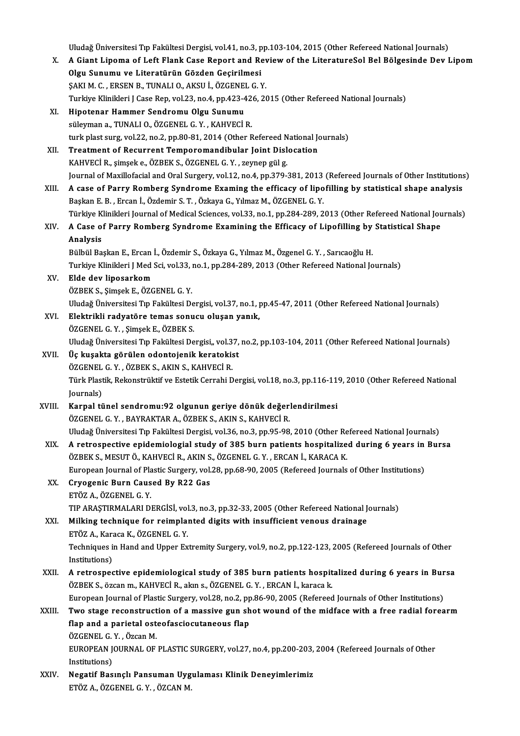Uludağ Üniversitesi Tıp Fakültesi Dergisi, vol.41, no.3, pp.103-104, 2015 (Other Refereed National Journals)

X. **A Giant Lipoma of Left Flank Case Report and Review of the LiteratureSol Bel Bölgesinde Dev Lipom Olgu Sunumu ve Literatürün Gözden Geçirilmesi**
ŞAKI M. C. , ERSEN B., TUNALI O., AKSU İ., ÖZGENEL G. Y.
Turkiye Klinikleri J Case Rep, vol.23, no.4, pp.423-426, 2015 (Other Refereed National Journals)

XI. **Hipotenar Hammer Sendromu Olgu Sunumu**
süleyman a., TUNALI O., ÖZGENEL G. Y. , KAHVECİ R.
turk plast surg, vol.22, no.2, pp.80-81, 2014 (Other Refereed National Journals)

XII. **Treatment of Recurrent Temporomandibular Joint Dislocation**
KAHVECİ R., şimşek e., ÖZBEK S., ÖZGENEL G. Y. , zeynep gül g.
Journal of Maxillofacial and Oral Surgery, vol.12, no.4, pp.379-381, 2013 (Refereed Journals of Other Institutions)

XIII. **A case of Parry Romberg Syndrome Examing the efficacy of lipofilling by statistical shape analysis**
Başkan E. B. , Ercan İ., Özdemir S. T. , Özkaya G., Yılmaz M., ÖZGENEL G. Y.
Türkiye Klinikleri Journal of Medical Sciences, vol.33, no.1, pp.284-289, 2013 (Other Refereed National Journals)

XIV. **A Case of Parry Romberg Syndrome Examining the Efficacy of Lipofilling by Statistical Shape Analysis**
Bülbül Başkan E., Ercan İ., Özdemir S., Özkaya G., Yılmaz M., Özgenel G. Y. , Sarıcaoğlu H.
Turkiye Klinikleri J Med Sci, vol.33, no.1, pp.284-289, 2013 (Other Refereed National Journals)

XV. **Elde dev liposarkom**
ÖZBEK S., Şimşek E., ÖZGENEL G. Y.
Uludağ Üniversitesi Tıp Fakültesi Dergisi, vol.37, no.1, pp.45-47, 2011 (Other Refereed National Journals)

XVI. **Elektrikli radyatöre temas sonucu oluşan yanık,**
ÖZGENEL G. Y. , Şimşek E., ÖZBEK S.
Uludağ Üniversitesi Tıp Fakültesi Dergisi,, vol.37, no.2, pp.103-104, 2011 (Other Refereed National Journals)

XVII. **Üç kuşakta görülen odontojenik keratokist**
ÖZGENEL G. Y. , ÖZBEK S., AKIN S., KAHVECİ R.
Türk Plastik, Rekonstrüktif ve Estetik Cerrahi Dergisi, vol.18, no.3, pp.116-119, 2010 (Other Refereed National Journals)

XVIII. **Karpal tünel sendromu:92 olgunun geriye dönük değerlendirilmesi**
ÖZGENEL G. Y. , BAYRAKTAR A., ÖZBEK S., AKIN S., KAHVECİ R.
Uludağ Üniversitesi Tıp Fakültesi Dergisi, vol.36, no.3, pp.95-98, 2010 (Other Refereed National Journals)

XIX. **A retrospective epidemiologial study of 385 burn patients hospitalized during 6 years in Bursa**
ÖZBEK S., MESUT Ö., KAHVECİ R., AKIN S., ÖZGENEL G. Y. , ERCAN İ., KARACA K.
European Journal of Plastic Surgery, vol.28, pp.68-90, 2005 (Refereed Journals of Other Institutions)

XX. **Cryogenic Burn Caused By R22 Gas**
ETÖZ A., ÖZGENEL G. Y.
TIP ARAŞTIRMALARI DERGİSİ, vol.3, no.3, pp.32-33, 2005 (Other Refereed National Journals)

XXI. **Milking technique for reimplanted digits with insufficient venous drainage**
ETÖZ A., Karaca K., ÖZGENEL G. Y.
Techniques in Hand and Upper Extremity Surgery, vol.9, no.2, pp.122-123, 2005 (Refereed Journals of Other Institutions)

XXII. **A retrospective epidemiological study of 385 burn patients hospitalized during 6 years in Bursa**
ÖZBEK S., özcan m., KAHVECİ R., akın s., ÖZGENEL G. Y. , ERCAN İ., karaca k.
European Journal of Plastic Surgery, vol.28, no.2, pp.86-90, 2005 (Refereed Journals of Other Institutions)

XXIII. **Two stage reconstruction of a massive gun shot wound of the midface with a free radial forearm flap and a parietal osteofasciocutaneous flap**
ÖZGENEL G. Y. , Özcan M.
EUROPEAN JOURNAL OF PLASTIC SURGERY, vol.27, no.4, pp.200-203, 2004 (Refereed Journals of Other Institutions)

XXIV. **Negatif Basınçlı Pansuman Uygulaması Klinik Deneyimlerimiz**
ETÖZ A., ÖZGENEL G. Y. , ÖZCAN M.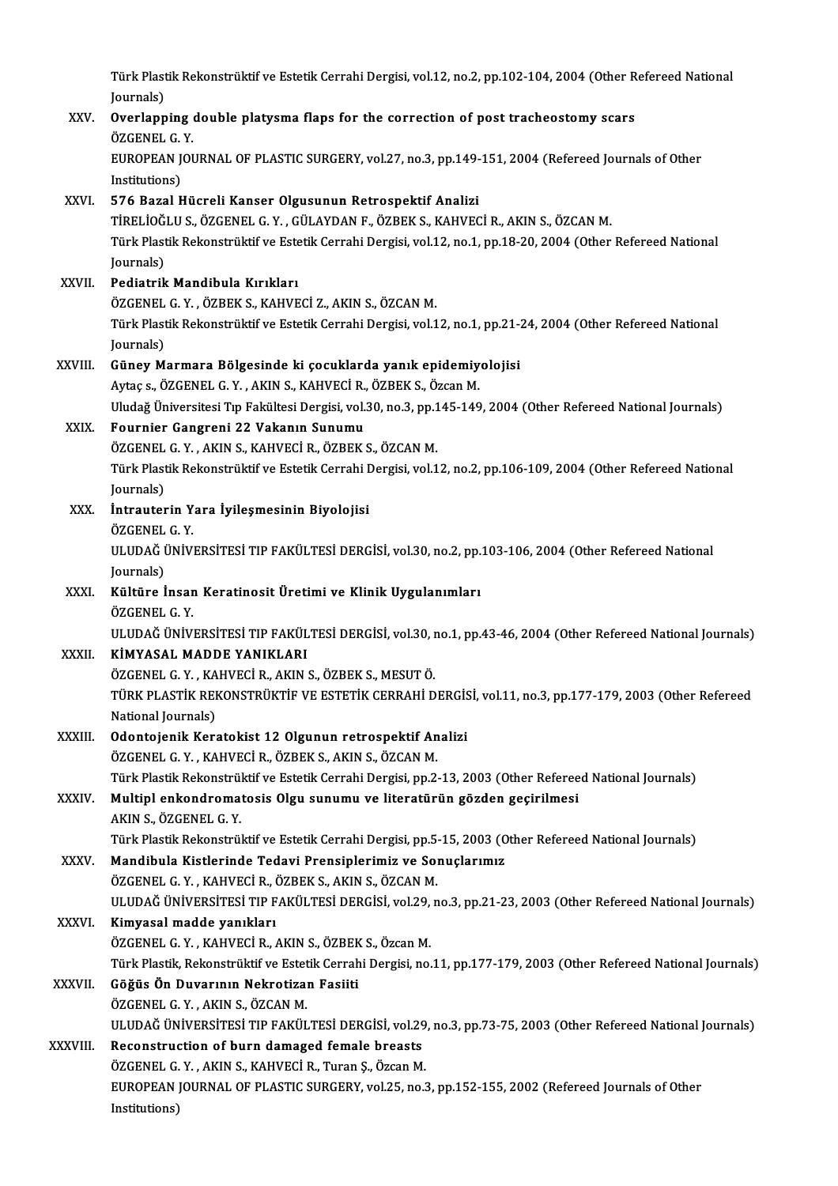Türk Plastik Rekonstrüktif ve Estetik Cerrahi Dergisi, vol.12, no.2, pp.102-104, 2004 (Other Refereed National Journals)

XXV. **Overlapping double platysma flaps for the correction of post tracheostomy scars**
ÖZGENEL G. Y.
EUROPEAN JOURNAL OF PLASTIC SURGERY, vol.27, no.3, pp.149-151, 2004 (Refereed Journals of Other Institutions)

XXVI. **576 Bazal Hücreli Kanser Olgusunun Retrospektif Analizi**
TİRELİOĞLU S., ÖZGENEL G. Y. , GÜLAYDAN F., ÖZBEK S., KAHVECİ R., AKIN S., ÖZCAN M.
Türk Plastik Rekonstrüktif ve Estetik Cerrahi Dergisi, vol.12, no.1, pp.18-20, 2004 (Other Refereed National Journals)

XXVII. **Pediatrik Mandibula Kırıkları**
ÖZGENEL G. Y. , ÖZBEK S., KAHVECİ Z., AKIN S., ÖZCAN M.
Türk Plastik Rekonstrüktif ve Estetik Cerrahi Dergisi, vol.12, no.1, pp.21-24, 2004 (Other Refereed National Journals)

XXVIII. **Güney Marmara Bölgesinde ki çocuklarda yanık epidemiyolojisi**
Aytaç s., ÖZGENEL G. Y. , AKIN S., KAHVECİ R., ÖZBEK S., Özcan M.
Uludağ Üniversitesi Tıp Fakültesi Dergisi, vol.30, no.3, pp.145-149, 2004 (Other Refereed National Journals)

XXIX. **Fournier Gangreni 22 Vakanın Sunumu**
ÖZGENEL G. Y. , AKIN S., KAHVECİ R., ÖZBEK S., ÖZCAN M.
Türk Plastik Rekonstrüktif ve Estetik Cerrahi Dergisi, vol.12, no.2, pp.106-109, 2004 (Other Refereed National Journals)

XXX. **İntrauterin Yara İyileşmesinin Biyolojisi**
ÖZGENEL G. Y.
ULUDAĞ ÜNİVERSİTESİ TIP FAKÜLTESİ DERGİSİ, vol.30, no.2, pp.103-106, 2004 (Other Refereed National Journals)

XXXI. **Kültüre İnsan Keratinosit Üretimi ve Klinik Uygulanımları**
ÖZGENEL G. Y.
ULUDAĞ ÜNİVERSİTESİ TIP FAKÜLTESİ DERGİSİ, vol.30, no.1, pp.43-46, 2004 (Other Refereed National Journals)

XXXII. **KİMYASAL MADDE YANIKLARI**
ÖZGENEL G. Y. , KAHVECİ R., AKIN S., ÖZBEK S., MESUT Ö.
TÜRK PLASTİK REKONSTRÜKTİF VE ESTETİK CERRAHİ DERGİSİ, vol.11, no.3, pp.177-179, 2003 (Other Refereed National Journals)

XXXIII. **Odontojenik Keratokist 12 Olgunun retrospektif Analizi**
ÖZGENEL G. Y. , KAHVECİ R., ÖZBEK S., AKIN S., ÖZCAN M.
Türk Plastik Rekonstrüktif ve Estetik Cerrahi Dergisi, pp.2-13, 2003 (Other Refereed National Journals)

XXXIV. **Multipl enkondromatosis Olgu sunumu ve literatürün gözden geçirilmesi**
AKIN S., ÖZGENEL G. Y.
Türk Plastik Rekonstrüktif ve Estetik Cerrahi Dergisi, pp.5-15, 2003 (Other Refereed National Journals)

XXXV. **Mandibula Kistlerinde Tedavi Prensiplerimiz ve Sonuçlarımız**
ÖZGENEL G. Y. , KAHVECİ R., ÖZBEK S., AKIN S., ÖZCAN M.
ULUDAĞ ÜNİVERSİTESİ TIP FAKÜLTESİ DERGİSİ, vol.29, no.3, pp.21-23, 2003 (Other Refereed National Journals)

XXXVI. **Kimyasal madde yanıkları**
ÖZGENEL G. Y. , KAHVECİ R., AKIN S., ÖZBEK S., Özcan M.
Türk Plastik, Rekonstrüktif ve Estetik Cerrahi Dergisi, no.11, pp.177-179, 2003 (Other Refereed National Journals)

XXXVII. **Göğüs Ön Duvarının Nekrotizan Fasiiti**
ÖZGENEL G. Y. , AKIN S., ÖZCAN M.
ULUDAĞ ÜNİVERSİTESİ TIP FAKÜLTESİ DERGİSİ, vol.29, no.3, pp.73-75, 2003 (Other Refereed National Journals)

XXXVIII. **Reconstruction of burn damaged female breasts**
ÖZGENEL G. Y. , AKIN S., KAHVECİ R., Turan Ş., Özcan M.
EUROPEAN JOURNAL OF PLASTIC SURGERY, vol.25, no.3, pp.152-155, 2002 (Refereed Journals of Other Institutions)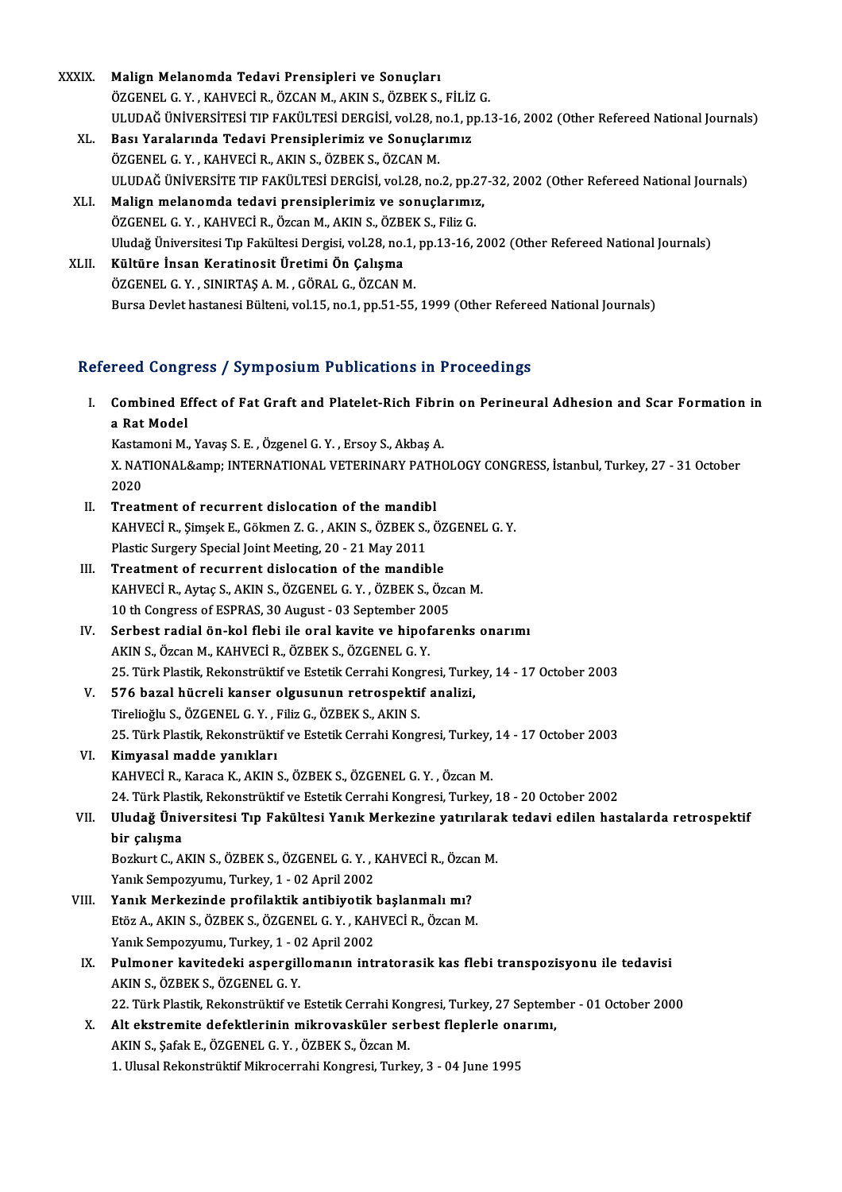XXXIX. **Malign Melanomda Tedavi Prensipleri ve Sonuçları**
ÖZGENEL G. Y. , KAHVECİ R., ÖZCAN M., AKIN S., ÖZBEK S., FİLİZ G.
ULUDAĞ ÜNİVERSİTESİ TIP FAKÜLTESİ DERGİSİ, vol.28, no.1, pp.13-16, 2002 (Other Refereed National Journals)

XL. **Bası Yaralarında Tedavi Prensiplerimiz ve Sonuçlarımız**
ÖZGENEL G. Y. , KAHVECİ R., AKIN S., ÖZBEK S., ÖZCAN M.
ULUDAĞ ÜNİVERSİTE TIP FAKÜLTESİ DERGİSİ, vol.28, no.2, pp.27-32, 2002 (Other Refereed National Journals)

XLI. **Malign melanomda tedavi prensiplerimiz ve sonuçlarımız,**
ÖZGENEL G. Y. , KAHVECİ R., Özcan M., AKIN S., ÖZBEK S., Filiz G.
Uludağ Üniversitesi Tıp Fakültesi Dergisi, vol.28, no.1, pp.13-16, 2002 (Other Refereed National Journals)

XLII. **Kültüre İnsan Keratinosit Üretimi Ön Çalışma**
ÖZGENEL G. Y. , SINIRTAŞ A. M. , GÖRAL G., ÖZCAN M.
Bursa Devlet hastanesi Bülteni, vol.15, no.1, pp.51-55, 1999 (Other Refereed National Journals)

## Refereed Congress / Symposium Publications in Proceedings

I. **Combined Effect of Fat Graft and Platelet-Rich Fibrin on Perineural Adhesion and Scar Formation in a Rat Model**
Kastamoni M., Yavaş S. E. , Özgenel G. Y. , Ersoy S., Akbaş A.
X. NATIONAL&amp; INTERNATIONAL VETERINARY PATHOLOGY CONGRESS, İstanbul, Turkey, 27 - 31 October 2020

II. **Treatment of recurrent dislocation of the mandibl**
KAHVECİ R., Şimşek E., Gökmen Z. G. , AKIN S., ÖZBEK S., ÖZGENEL G. Y.
Plastic Surgery Special Joint Meeting, 20 - 21 May 2011

III. **Treatment of recurrent dislocation of the mandible**
KAHVECİ R., Aytaç S., AKIN S., ÖZGENEL G. Y. , ÖZBEK S., Özcan M.
10 th Congress of ESPRAS, 30 August - 03 September 2005

IV. **Serbest radial ön-kol flebi ile oral kavite ve hipofarenks onarımı**
AKIN S., Özcan M., KAHVECİ R., ÖZBEK S., ÖZGENEL G. Y.
25. Türk Plastik, Rekonstrüktif ve Estetik Cerrahi Kongresi, Turkey, 14 - 17 October 2003

V. **576 bazal hücreli kanser olgusunun retrospektif analizi,**
Tirelioğlu S., ÖZGENEL G. Y. , Filiz G., ÖZBEK S., AKIN S.
25. Türk Plastik, Rekonstrüktif ve Estetik Cerrahi Kongresi, Turkey, 14 - 17 October 2003

VI. **Kimyasal madde yanıkları**
KAHVECİ R., Karaca K., AKIN S., ÖZBEK S., ÖZGENEL G. Y. , Özcan M.
24. Türk Plastik, Rekonstrüktif ve Estetik Cerrahi Kongresi, Turkey, 18 - 20 October 2002

VII. **Uludağ Üniversitesi Tıp Fakültesi Yanık Merkezine yatırılarak tedavi edilen hastalarda retrospektif bir çalışma**
Bozkurt C., AKIN S., ÖZBEK S., ÖZGENEL G. Y. , KAHVECİ R., Özcan M.
Yanık Sempozyumu, Turkey, 1 - 02 April 2002

VIII. **Yanık Merkezinde profilaktik antibiyotik başlanmalı mı?**
Etöz A., AKIN S., ÖZBEK S., ÖZGENEL G. Y. , KAHVECİ R., Özcan M.
Yanık Sempozyumu, Turkey, 1 - 02 April 2002

IX. **Pulmoner kavitedeki aspergillomanın intratorasik kas flebi transpozisyonu ile tedavisi**
AKIN S., ÖZBEK S., ÖZGENEL G. Y.
22. Türk Plastik, Rekonstrüktif ve Estetik Cerrahi Kongresi, Turkey, 27 September - 01 October 2000

X. **Alt ekstremite defektlerinin mikrovasküler serbest fleplerle onarımı,**
AKIN S., Şafak E., ÖZGENEL G. Y. , ÖZBEK S., Özcan M.
1. Ulusal Rekonstrüktif Mikrocerrahi Kongresi, Turkey, 3 - 04 June 1995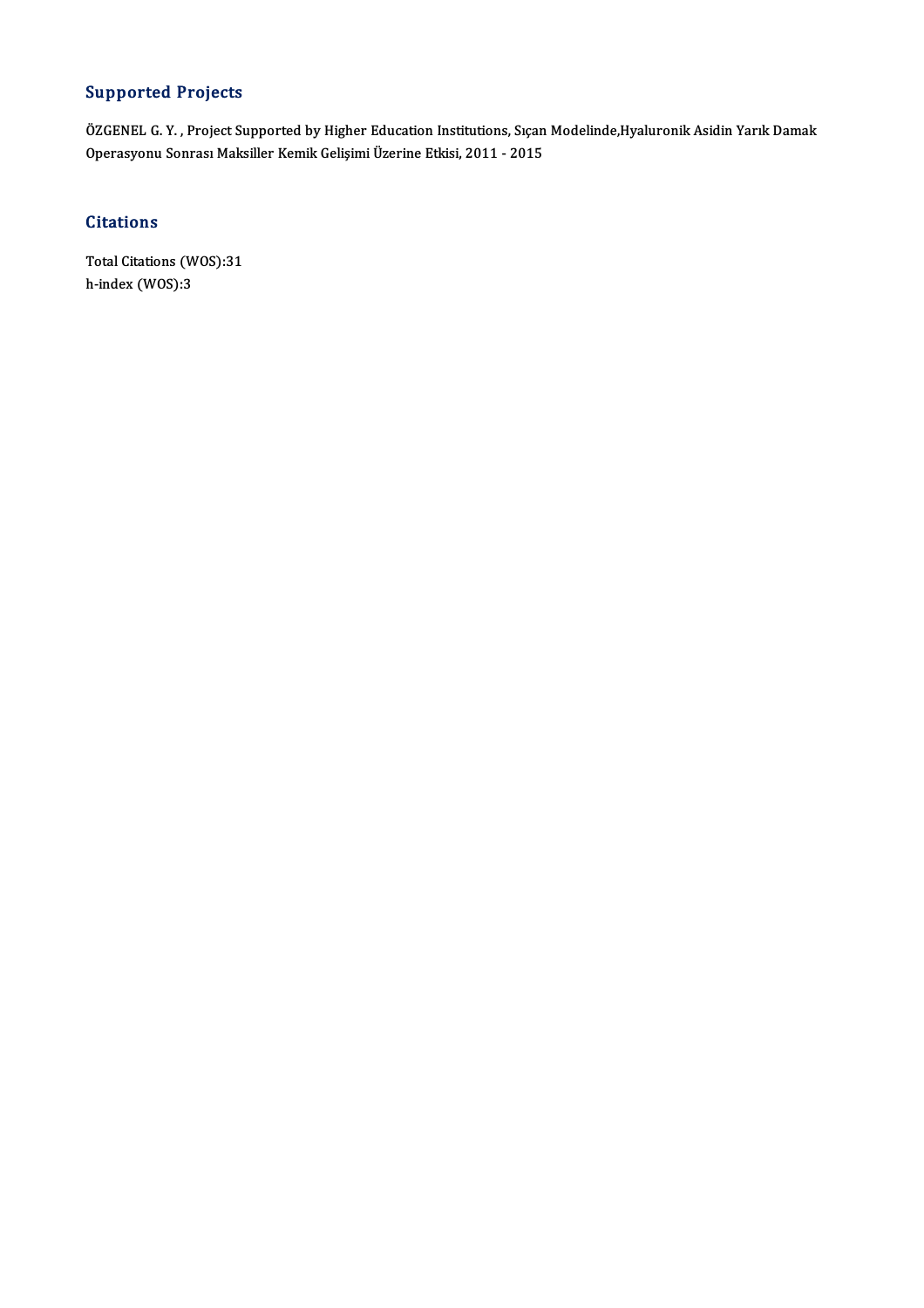## Supported Projects

ÖZGENEL G. Y. , Project Supported by Higher Education Institutions, Sıçan Modelinde,Hyaluronik Asidin Yarık Damak Operasyonu Sonrası Maksiller Kemik Gelişimi Üzerine Etkisi, 2011 - 2015

## Citations

Total Citations (WOS):31
h-index (WOS):3